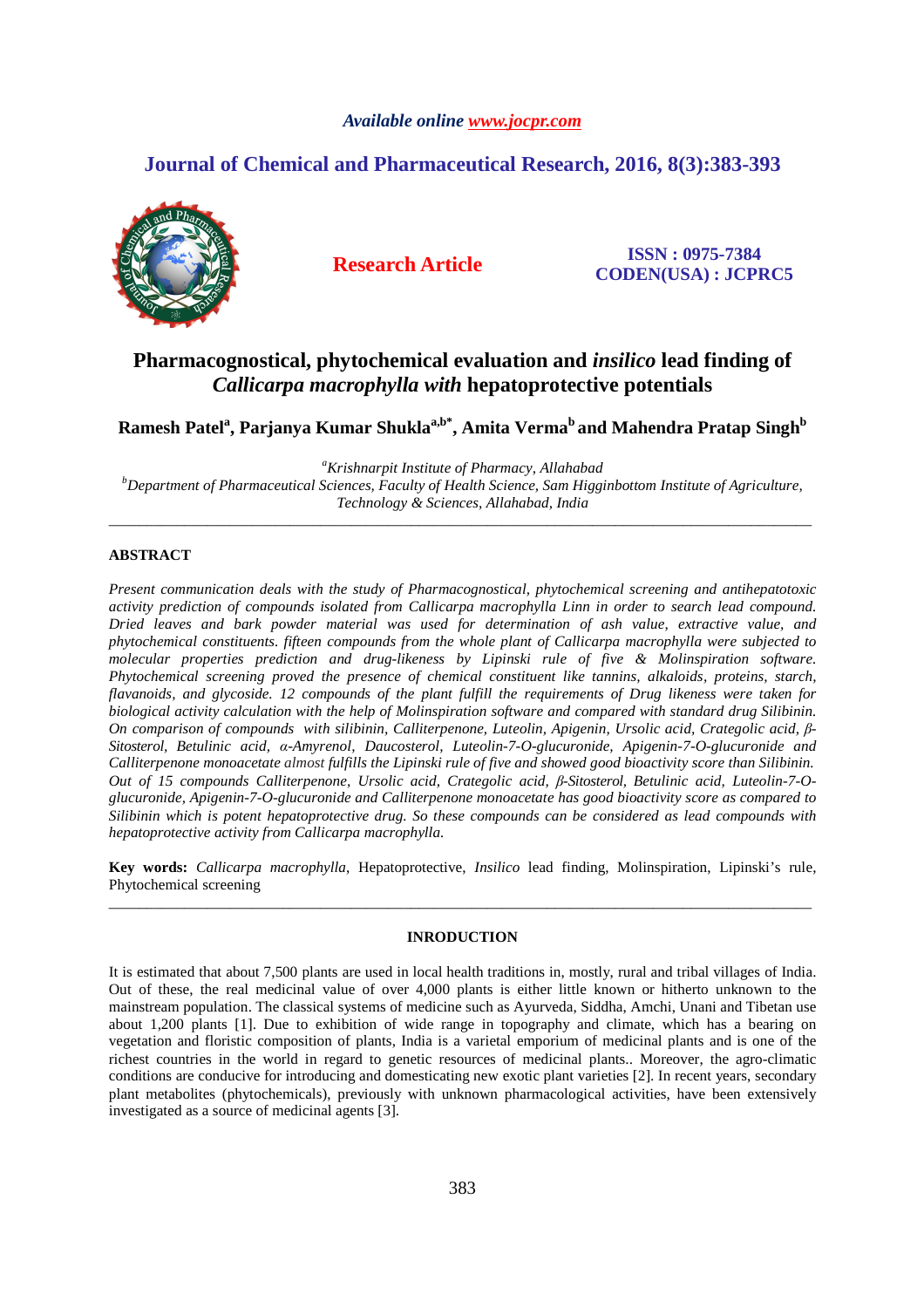*Available online www.jocpr.com*

**Journal of Chemical and Pharmaceutical Research, 2016, 8(3):383-393**

**Research Article**

**ISSN : 0975-7384**
**CODEN(USA) : JCPRC5**

# Pharmacognostical, phytochemical evaluation and *insilico* lead finding of *Callicarpa macrophylla with* hepatoprotective potentials

**Ramesh Patel[a], Parjanya Kumar Shukla[a,b*], Amita Verma[b] and Mahendra Pratap Singh[b]**

*[a]Krishnarpit Institute of Pharmacy, Allahabad*
*[b]Department of Pharmaceutical Sciences, Faculty of Health Science, Sam Higginbottom Institute of Agriculture, Technology & Sciences, Allahabad, India*

---

## ABSTRACT

*Present communication deals with the study of Pharmacognostical, phytochemical screening and antihepatotoxic activity prediction of compounds isolated from Callicarpa macrophylla Linn in order to search lead compound. Dried leaves and bark powder material was used for determination of ash value, extractive value, and phytochemical constituents. fifteen compounds from the whole plant of Callicarpa macrophylla were subjected to molecular properties prediction and drug-likeness by Lipinski rule of five & Molinspiration software. Phytochemical screening proved the presence of chemical constituent like tannins, alkaloids, proteins, starch, flavanoids, and glycoside. 12 compounds of the plant fulfill the requirements of Drug likeness were taken for biological activity calculation with the help of Molinspiration software and compared with standard drug Silibinin. On comparison of compounds with silibinin, Calliterpenone, Luteolin, Apigenin, Ursolic acid, Crategolic acid, β-Sitosterol, Betulinic acid, α-Amyrenol, Daucosterol, Luteolin-7-O-glucuronide, Apigenin-7-O-glucuronide and Calliterpenone monoacetate almost fulfills the Lipinski rule of five and showed good bioactivity score than Silibinin. Out of 15 compounds Calliterpenone, Ursolic acid, Crategolic acid, β-Sitosterol, Betulinic acid, Luteolin-7-O-glucuronide, Apigenin-7-O-glucuronide and Calliterpenone monoacetate has good bioactivity score as compared to Silibinin which is potent hepatoprotective drug. So these compounds can be considered as lead compounds with hepatoprotective activity from Callicarpa macrophylla.*

**Key words:** *Callicarpa macrophylla*, Hepatoprotective, *Insilico* lead finding, Molinspiration, Lipinski's rule, Phytochemical screening

---

## INTRODUCTION

It is estimated that about 7,500 plants are used in local health traditions in, mostly, rural and tribal villages of India. Out of these, the real medicinal value of over 4,000 plants is either little known or hitherto unknown to the mainstream population. The classical systems of medicine such as Ayurveda, Siddha, Amchi, Unani and Tibetan use about 1,200 plants [1]. Due to exhibition of wide range in topography and climate, which has a bearing on vegetation and floristic composition of plants, India is a varietal emporium of medicinal plants and is one of the richest countries in the world in regard to genetic resources of medicinal plants.. Moreover, the agro-climatic conditions are conducive for introducing and domesticating new exotic plant varieties [2]. In recent years, secondary plant metabolites (phytochemicals), previously with unknown pharmacological activities, have been extensively investigated as a source of medicinal agents [3].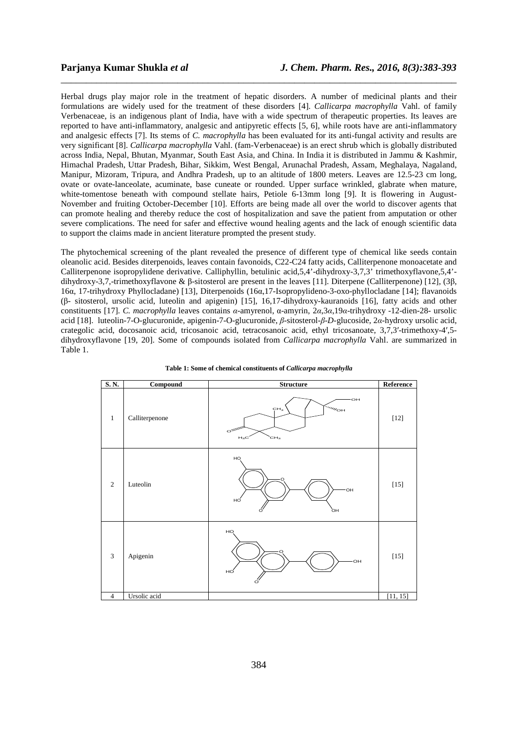Herbal drugs play major role in the treatment of hepatic disorders. A number of medicinal plants and their formulations are widely used for the treatment of these disorders [4]. *Callicarpa macrophylla* Vahl. of family Verbenaceae, is an indigenous plant of India, have with a wide spectrum of therapeutic properties. Its leaves are reported to have anti-inflammatory, analgesic and antipyretic effects [5, 6], while roots have are anti-inflammatory and analgesic effects [7]. Its stems of *C. macrophylla* has been evaluated for its anti-fungal activity and results are very significant [8]. *Callicarpa macrophylla* Vahl. (fam-Verbenaceae) is an erect shrub which is globally distributed across India, Nepal, Bhutan, Myanmar, South East Asia, and China. In India it is distributed in Jammu & Kashmir, Himachal Pradesh, Uttar Pradesh, Bihar, Sikkim, West Bengal, Arunachal Pradesh, Assam, Meghalaya, Nagaland, Manipur, Mizoram, Tripura, and Andhra Pradesh, up to an altitude of 1800 meters. Leaves are 12.5-23 cm long, ovate or ovate-lanceolate, acuminate, base cuneate or rounded. Upper surface wrinkled, glabrate when mature, white-tomentose beneath with compound stellate hairs, Petiole 6-13mm long [9]. It is flowering in August-November and fruiting October-December [10]. Efforts are being made all over the world to discover agents that can promote healing and thereby reduce the cost of hospitalization and save the patient from amputation or other severe complications. The need for safer and effective wound healing agents and the lack of enough scientific data to support the claims made in ancient literature prompted the present study.

The phytochemical screening of the plant revealed the presence of different type of chemical like seeds contain oleanolic acid. Besides diterpenoids, leaves contain favonoids, C22-C24 fatty acids, Calliterpenone monoacetate and Calliterpenone isopropylidene derivative. Calliphyllin, betulinic acid,5,4'-dihydroxy-3,7,3' trimethoxyflavone,5,4'-dihydroxy-3,7,-trimethoxyflavone & β-sitosterol are present in the leaves [11]. Diterpene (Calliterpenone) [12], (3β, 16α, 17-trihydroxy Phyllocladane) [13], Diterpenoids (16*α*,17-Isopropylideno-3-oxo-phyllocladane [14]; flavanoids (β- sitosterol, ursolic acid, luteolin and apigenin) [15], 16,17-dihydroxy-kauranoids [16], fatty acids and other constituents [17]. *C. macrophylla* leaves contains *α*-amyrenol, α-amyrin, 2*α*,3*α*,19*α*-trihydroxy -12-dien-28- ursolic acid [18]. luteolin-7-O-glucuronide, apigenin-7-O-glucuronide, *β*-sitosterol-*β*-*D*-glucoside, 2*α*-hydroxy ursolic acid, crategolic acid, docosanoic acid, tricosanoic acid, tetracosanoic acid, ethyl tricosanoate, 3,7,3′-trimethoxy-4′,5-dihydroxyflavone [19, 20]. Some of compounds isolated from *Callicarpa macrophylla* Vahl. are summarized in Table 1.

**Table 1: Some of chemical constituents of *Callicarpa macrophylla***

| S. N. | Compound | Structure | Reference |
|---|---|---|---|
| 1 | Calliterpenone | | [12] |
| 2 | Luteolin | | [15] |
| 3 | Apigenin | | [15] |
| 4 | Ursolic acid | | [11, 15] |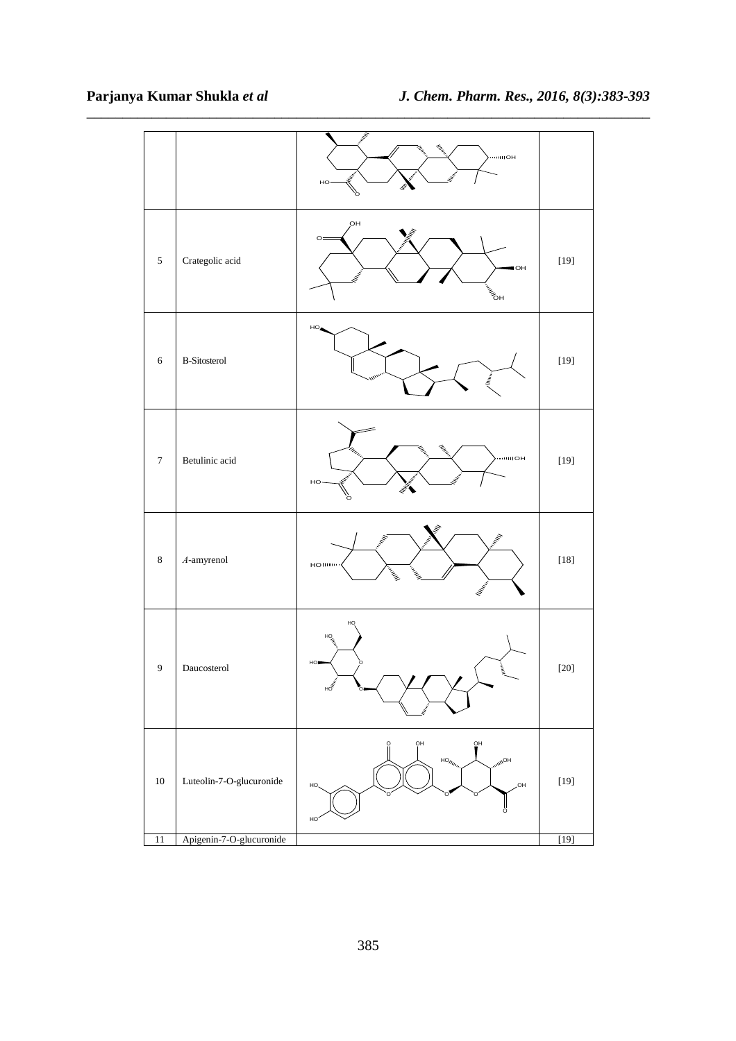| | | | |
|---|---|---|---|
| | | | |
| 5 | Crategolic acid | | [19] |
| 6 | Β-Sitosterol | | [19] |
| 7 | Betulinic acid | | [19] |
| 8 | *A*-amyrenol | | [18] |
| 9 | Daucosterol | | [20] |
| 10 | Luteolin-7-O-glucuronide | | [19] |
| 11 | Apigenin-7-O-glucuronide | | [19] |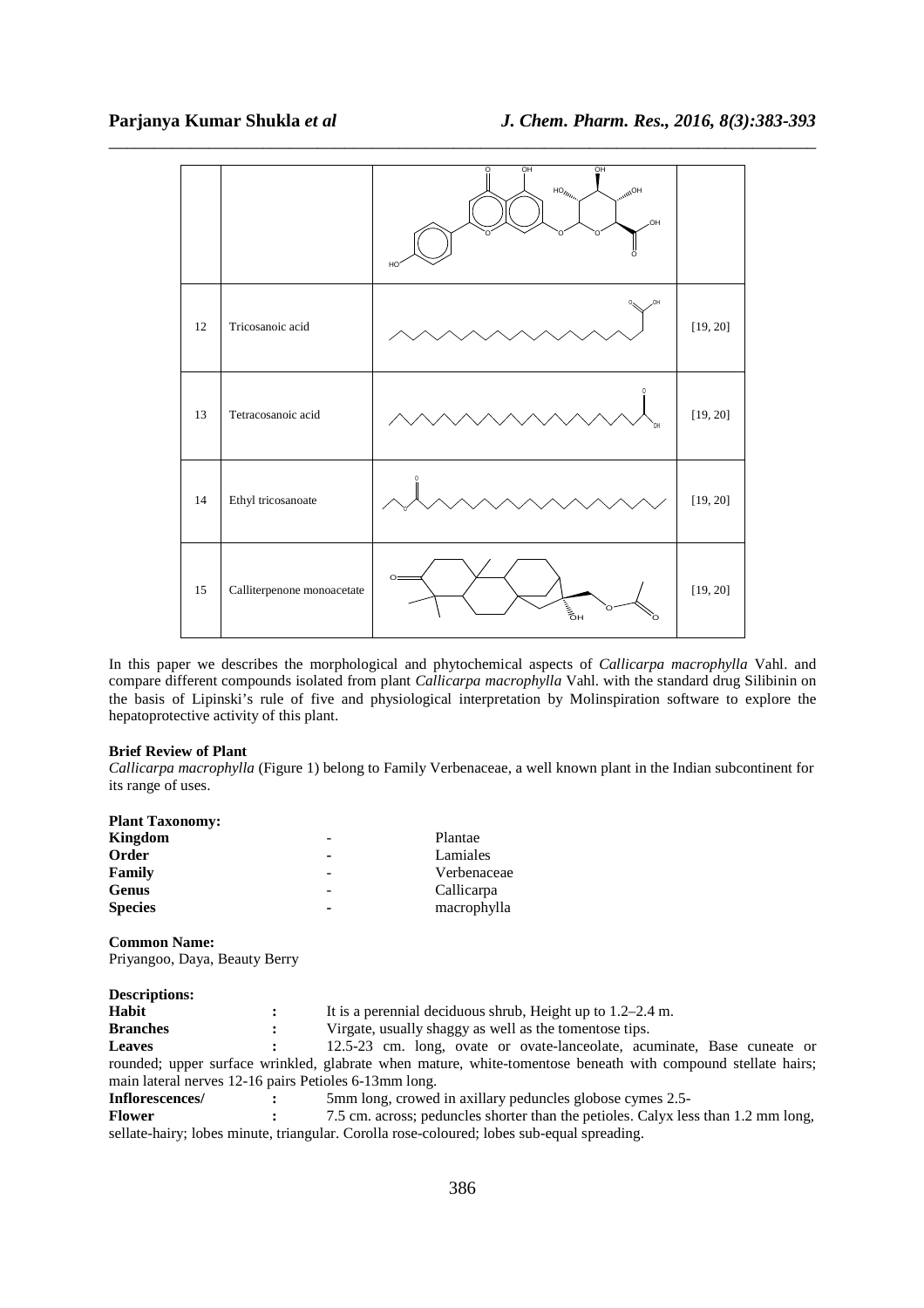| | | | |
|---|---|---|---|
| | | | |
| 12 | Tricosanoic acid | | [19, 20] |
| 13 | Tetracosanoic acid | | [19, 20] |
| 14 | Ethyl tricosanoate | | [19, 20] |
| 15 | Calliterpenone monoacetate | | [19, 20] |

In this paper we describes the morphological and phytochemical aspects of *Callicarpa macrophylla* Vahl. and compare different compounds isolated from plant *Callicarpa macrophylla* Vahl. with the standard drug Silibinin on the basis of Lipinski's rule of five and physiological interpretation by Molinspiration software to explore the hepatoprotective activity of this plant.

**Brief Review of Plant**

*Callicarpa macrophylla* (Figure 1) belong to Family Verbenaceae, a well known plant in the Indian subcontinent for its range of uses.

**Plant Taxonomy:**

| | | |
|---|---|---|
| **Kingdom** | - | Plantae |
| **Order** | - | Lamiales |
| **Family** | - | Verbenaceae |
| **Genus** | - | Callicarpa |
| **Species** | - | macrophylla |

**Common Name:**

Priyangoo, Daya, Beauty Berry

**Descriptions:**

**Habit** : It is a perennial deciduous shrub, Height up to 1.2–2.4 m.

**Branches** : Virgate, usually shaggy as well as the tomentose tips.

**Leaves** : 12.5-23 cm. long, ovate or ovate-lanceolate, acuminate, Base cuneate or rounded; upper surface wrinkled, glabrate when mature, white-tomentose beneath with compound stellate hairs; main lateral nerves 12-16 pairs Petioles 6-13mm long.

**Inflorescences/ Flower** : 5mm long, crowed in axillary peduncles globose cymes 2.5-7.5 cm. across; peduncles shorter than the petioles. Calyx less than 1.2 mm long, sellate-hairy; lobes minute, triangular. Corolla rose-coloured; lobes sub-equal spreading.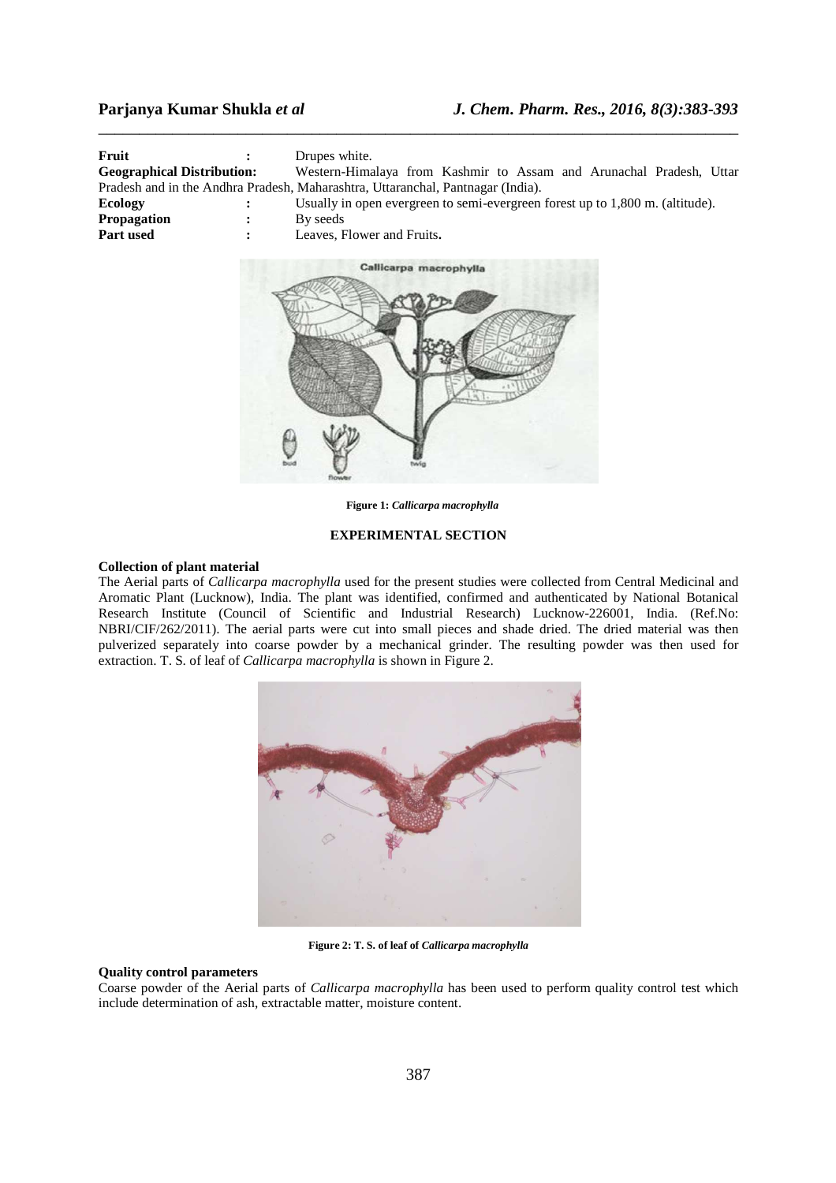**Fruit** : Drupes white.

**Geographical Distribution:** Western-Himalaya from Kashmir to Assam and Arunachal Pradesh, Uttar Pradesh and in the Andhra Pradesh, Maharashtra, Uttaranchal, Pantnagar (India).

**Ecology** : Usually in open evergreen to semi-evergreen forest up to 1,800 m. (altitude).

**Propagation** : By seeds

**Part used** : Leaves, Flower and Fruits.

**Figure 1:** *Callicarpa macrophylla*

## EXPERIMENTAL SECTION

### Collection of plant material

The Aerial parts of *Callicarpa macrophylla* used for the present studies were collected from Central Medicinal and Aromatic Plant (Lucknow), India. The plant was identified, confirmed and authenticated by National Botanical Research Institute (Council of Scientific and Industrial Research) Lucknow-226001, India. (Ref.No: NBRI/CIF/262/2011). The aerial parts were cut into small pieces and shade dried. The dried material was then pulverized separately into coarse powder by a mechanical grinder. The resulting powder was then used for extraction. T. S. of leaf of *Callicarpa macrophylla* is shown in Figure 2.

**Figure 2: T. S. of leaf of** ***Callicarpa macrophylla***

### Quality control parameters

Coarse powder of the Aerial parts of *Callicarpa macrophylla* has been used to perform quality control test which include determination of ash, extractable matter, moisture content.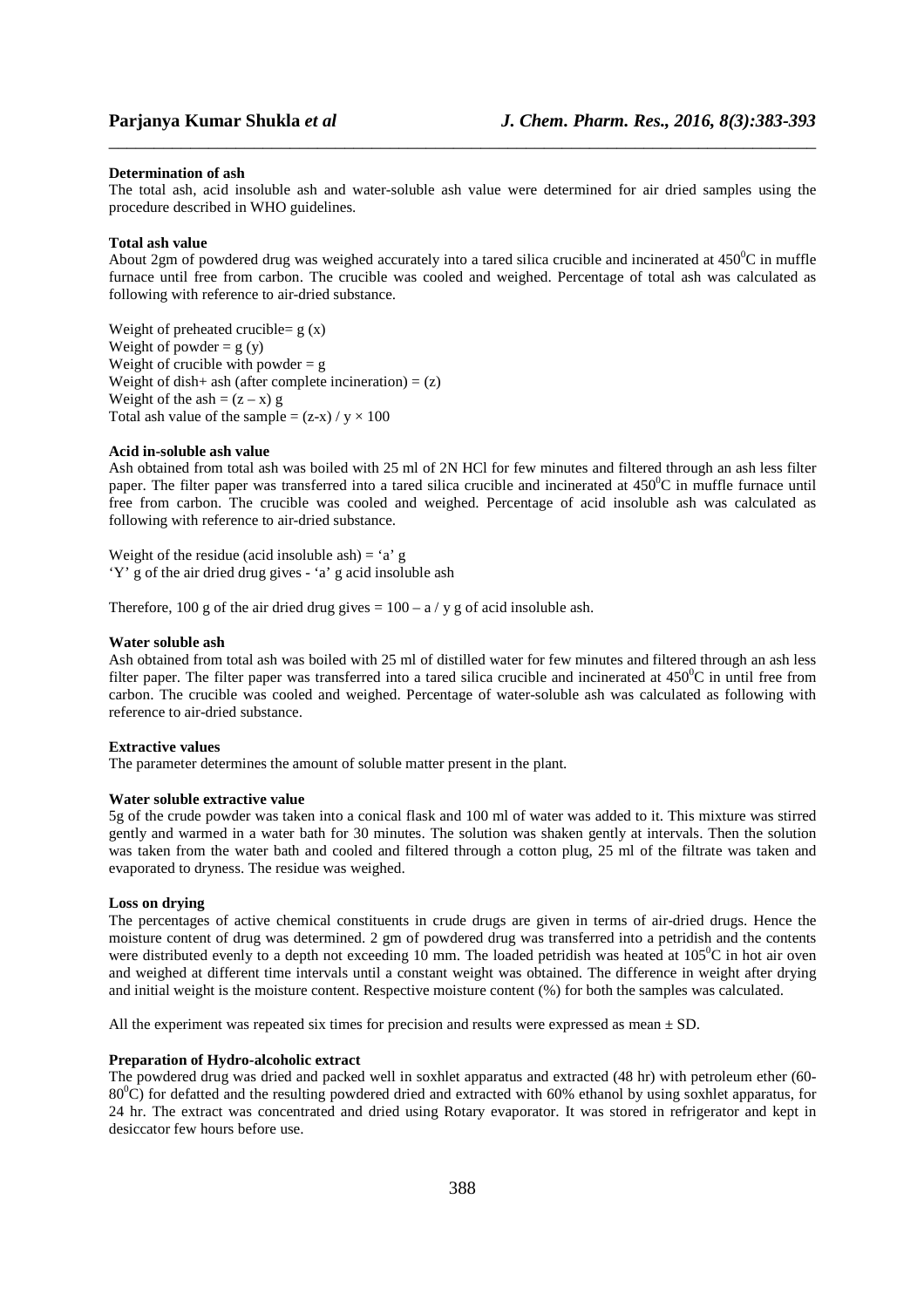**Determination of ash**

The total ash, acid insoluble ash and water-soluble ash value were determined for air dried samples using the procedure described in WHO guidelines.

**Total ash value**

About 2gm of powdered drug was weighed accurately into a tared silica crucible and incinerated at $450^0$C in muffle furnace until free from carbon. The crucible was cooled and weighed. Percentage of total ash was calculated as following with reference to air-dried substance.

Weight of preheated crucible= g (x)
Weight of powder = g (y)
Weight of crucible with powder = g
Weight of dish+ ash (after complete incineration) = (z)
Weight of the ash = (z – x) g
Total ash value of the sample = (z-x) / y × 100

**Acid in-soluble ash value**

Ash obtained from total ash was boiled with 25 ml of 2N HCl for few minutes and filtered through an ash less filter paper. The filter paper was transferred into a tared silica crucible and incinerated at $450^0$C in muffle furnace until free from carbon. The crucible was cooled and weighed. Percentage of acid insoluble ash was calculated as following with reference to air-dried substance.

Weight of the residue (acid insoluble ash) = 'a' g
'Y' g of the air dried drug gives - 'a' g acid insoluble ash

Therefore, 100 g of the air dried drug gives = 100 – a / y g of acid insoluble ash.

**Water soluble ash**

Ash obtained from total ash was boiled with 25 ml of distilled water for few minutes and filtered through an ash less filter paper. The filter paper was transferred into a tared silica crucible and incinerated at $450^0$C in until free from carbon. The crucible was cooled and weighed. Percentage of water-soluble ash was calculated as following with reference to air-dried substance.

**Extractive values**

The parameter determines the amount of soluble matter present in the plant.

**Water soluble extractive value**

5g of the crude powder was taken into a conical flask and 100 ml of water was added to it. This mixture was stirred gently and warmed in a water bath for 30 minutes. The solution was shaken gently at intervals. Then the solution was taken from the water bath and cooled and filtered through a cotton plug, 25 ml of the filtrate was taken and evaporated to dryness. The residue was weighed.

**Loss on drying**

The percentages of active chemical constituents in crude drugs are given in terms of air-dried drugs. Hence the moisture content of drug was determined. 2 gm of powdered drug was transferred into a petridish and the contents were distributed evenly to a depth not exceeding 10 mm. The loaded petridish was heated at $105^0$C in hot air oven and weighed at different time intervals until a constant weight was obtained. The difference in weight after drying and initial weight is the moisture content. Respective moisture content (%) for both the samples was calculated.

All the experiment was repeated six times for precision and results were expressed as mean ± SD.

**Preparation of Hydro-alcoholic extract**

The powdered drug was dried and packed well in soxhlet apparatus and extracted (48 hr) with petroleum ether (60-$80^0$C) for defatted and the resulting powdered dried and extracted with 60% ethanol by using soxhlet apparatus, for 24 hr. The extract was concentrated and dried using Rotary evaporator. It was stored in refrigerator and kept in desiccator few hours before use.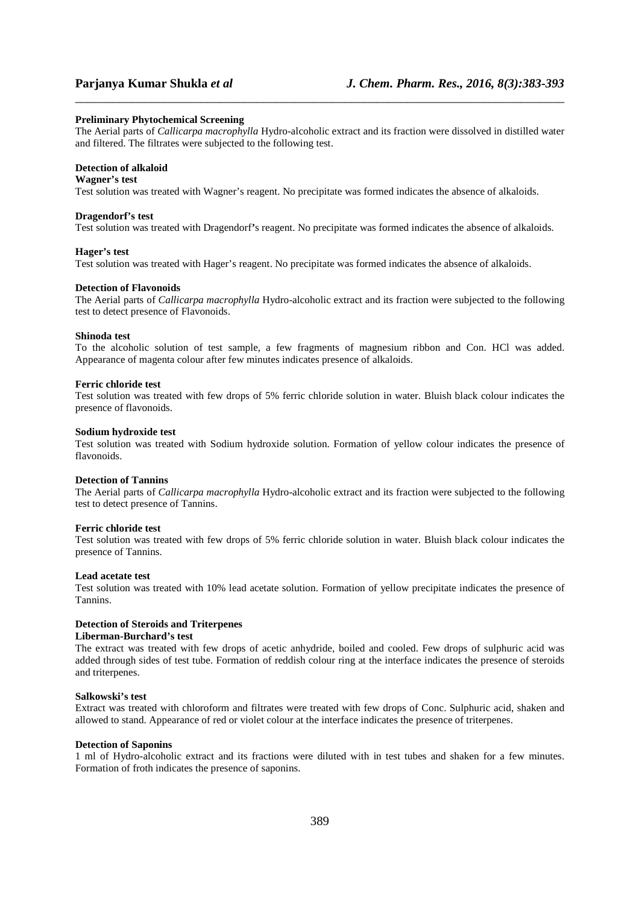**Preliminary Phytochemical Screening**

The Aerial parts of *Callicarpa macrophylla* Hydro-alcoholic extract and its fraction were dissolved in distilled water and filtered. The filtrates were subjected to the following test.

**Detection of alkaloid**

**Wagner's test**

Test solution was treated with Wagner's reagent. No precipitate was formed indicates the absence of alkaloids.

**Dragendorf's test**

Test solution was treated with Dragendorf's reagent. No precipitate was formed indicates the absence of alkaloids.

**Hager's test**

Test solution was treated with Hager's reagent. No precipitate was formed indicates the absence of alkaloids.

**Detection of Flavonoids**

The Aerial parts of *Callicarpa macrophylla* Hydro-alcoholic extract and its fraction were subjected to the following test to detect presence of Flavonoids.

**Shinoda test**

To the alcoholic solution of test sample, a few fragments of magnesium ribbon and Con. HCl was added. Appearance of magenta colour after few minutes indicates presence of alkaloids.

**Ferric chloride test**

Test solution was treated with few drops of 5% ferric chloride solution in water. Bluish black colour indicates the presence of flavonoids.

**Sodium hydroxide test**

Test solution was treated with Sodium hydroxide solution. Formation of yellow colour indicates the presence of flavonoids.

**Detection of Tannins**

The Aerial parts of *Callicarpa macrophylla* Hydro-alcoholic extract and its fraction were subjected to the following test to detect presence of Tannins.

**Ferric chloride test**

Test solution was treated with few drops of 5% ferric chloride solution in water. Bluish black colour indicates the presence of Tannins.

**Lead acetate test**

Test solution was treated with 10% lead acetate solution. Formation of yellow precipitate indicates the presence of Tannins.

**Detection of Steroids and Triterpenes**

**Liberman-Burchard's test**

The extract was treated with few drops of acetic anhydride, boiled and cooled. Few drops of sulphuric acid was added through sides of test tube. Formation of reddish colour ring at the interface indicates the presence of steroids and triterpenes.

**Salkowski's test**

Extract was treated with chloroform and filtrates were treated with few drops of Conc. Sulphuric acid, shaken and allowed to stand. Appearance of red or violet colour at the interface indicates the presence of triterpenes.

**Detection of Saponins**

1 ml of Hydro-alcoholic extract and its fractions were diluted with in test tubes and shaken for a few minutes. Formation of froth indicates the presence of saponins.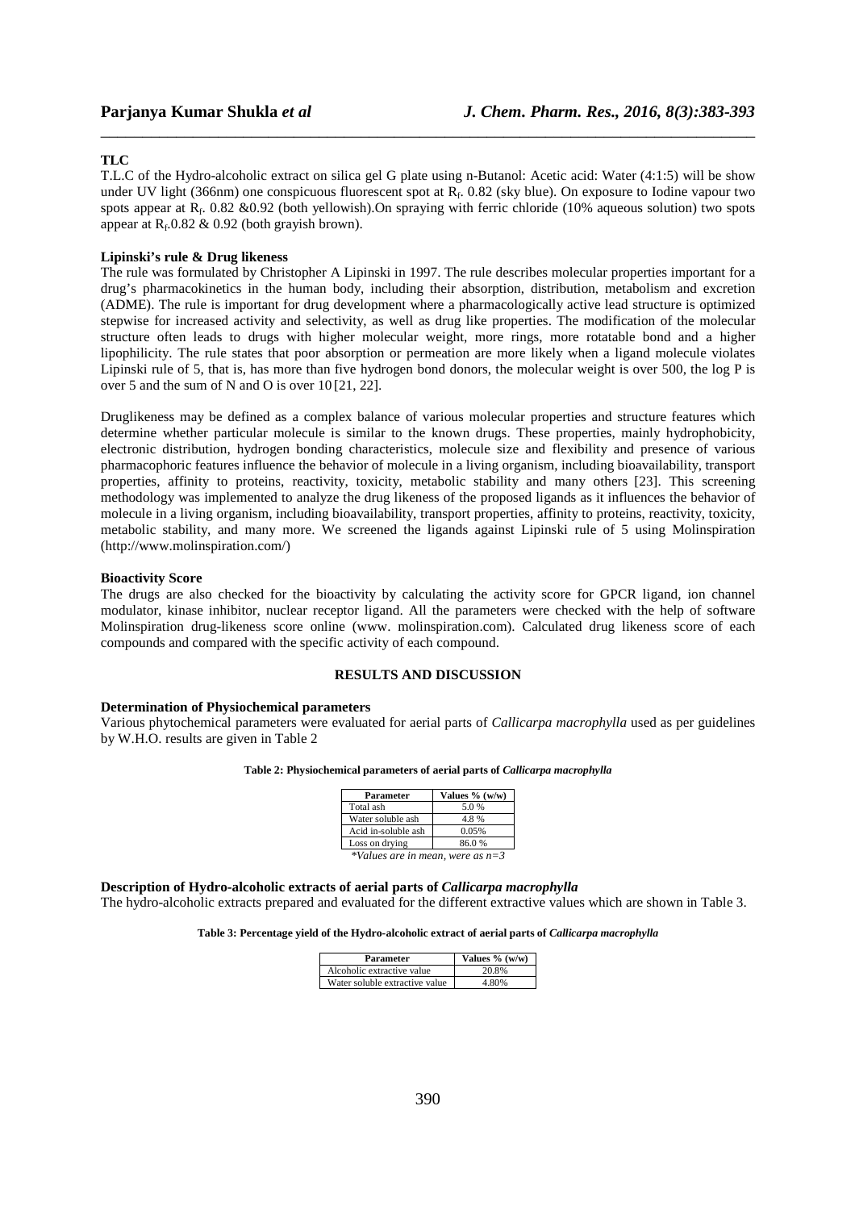**TLC**

T.L.C of the Hydro-alcoholic extract on silica gel G plate using n-Butanol: Acetic acid: Water (4:1:5) will be show under UV light (366nm) one conspicuous fluorescent spot at $R_f$. 0.82 (sky blue). On exposure to Iodine vapour two spots appear at $R_f$. 0.82 &0.92 (both yellowish).On spraying with ferric chloride (10% aqueous solution) two spots appear at $R_f$.0.82 & 0.92 (both grayish brown).

**Lipinski's rule & Drug likeness**

The rule was formulated by Christopher A Lipinski in 1997. The rule describes molecular properties important for a drug's pharmacokinetics in the human body, including their absorption, distribution, metabolism and excretion (ADME). The rule is important for drug development where a pharmacologically active lead structure is optimized stepwise for increased activity and selectivity, as well as drug like properties. The modification of the molecular structure often leads to drugs with higher molecular weight, more rings, more rotatable bond and a higher lipophilicity. The rule states that poor absorption or permeation are more likely when a ligand molecule violates Lipinski rule of 5, that is, has more than five hydrogen bond donors, the molecular weight is over 500, the log P is over 5 and the sum of N and O is over 10 [21, 22].

Druglikeness may be defined as a complex balance of various molecular properties and structure features which determine whether particular molecule is similar to the known drugs. These properties, mainly hydrophobicity, electronic distribution, hydrogen bonding characteristics, molecule size and flexibility and presence of various pharmacophoric features influence the behavior of molecule in a living organism, including bioavailability, transport properties, affinity to proteins, reactivity, toxicity, metabolic stability and many others [23]. This screening methodology was implemented to analyze the drug likeness of the proposed ligands as it influences the behavior of molecule in a living organism, including bioavailability, transport properties, affinity to proteins, reactivity, toxicity, metabolic stability, and many more. We screened the ligands against Lipinski rule of 5 using Molinspiration (http://www.molinspiration.com/)

**Bioactivity Score**

The drugs are also checked for the bioactivity by calculating the activity score for GPCR ligand, ion channel modulator, kinase inhibitor, nuclear receptor ligand. All the parameters were checked with the help of software Molinspiration drug-likeness score online (www. molinspiration.com). Calculated drug likeness score of each compounds and compared with the specific activity of each compound.

## RESULTS AND DISCUSSION

**Determination of Physiochemical parameters**

Various phytochemical parameters were evaluated for aerial parts of *Callicarpa macrophylla* used as per guidelines by W.H.O. results are given in Table 2

**Table 2: Physiochemical parameters of aerial parts of *Callicarpa macrophylla***

| Parameter | Values % (w/w) |
|---|---|
| Total ash | 5.0 % |
| Water soluble ash | 4.8 % |
| Acid in-soluble ash | 0.05% |
| Loss on drying | 86.0 % |

*\*Values are in mean, were as n=3*

**Description of Hydro-alcoholic extracts of aerial parts of *Callicarpa macrophylla***

The hydro-alcoholic extracts prepared and evaluated for the different extractive values which are shown in Table 3.

**Table 3: Percentage yield of the Hydro-alcoholic extract of aerial parts of *Callicarpa macrophylla***

| Parameter | Values % (w/w) |
|---|---|
| Alcoholic extractive value | 20.8% |
| Water soluble extractive value | 4.80% |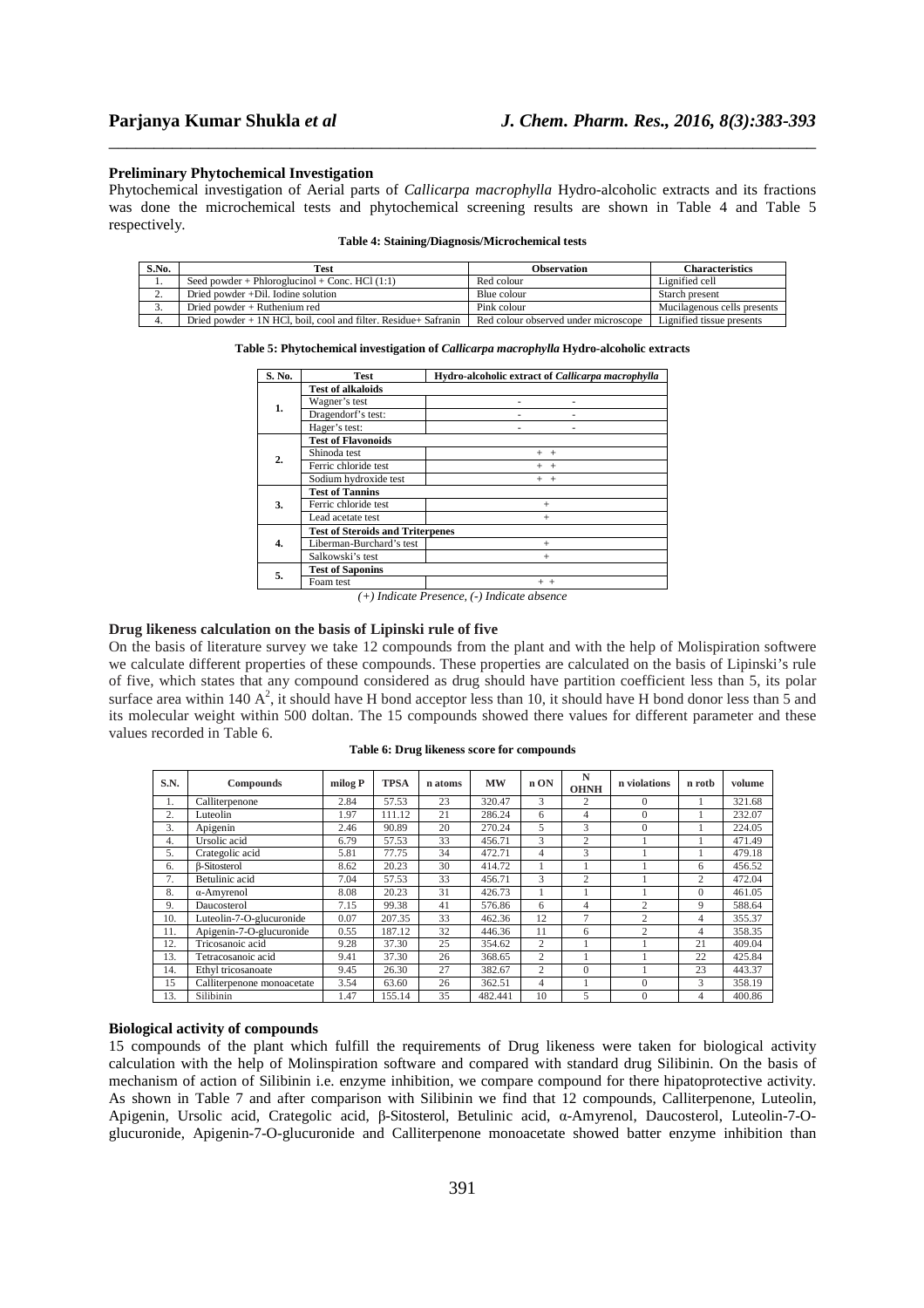### Preliminary Phytochemical Investigation

Phytochemical investigation of Aerial parts of *Callicarpa macrophylla* Hydro-alcoholic extracts and its fractions was done the microchemical tests and phytochemical screening results are shown in Table 4 and Table 5 respectively.

**Table 4: Staining/Diagnosis/Microchemical tests**

| S.No. | Test | Observation | Characteristics |
|---|---|---|---|
| 1. | Seed powder + Phloroglucinol + Conc. HCl (1:1) | Red colour | Lignified cell |
| 2. | Dried powder +Dil. Iodine solution | Blue colour | Starch present |
| 3. | Dried powder + Ruthenium red | Pink colour | Mucilagenous cells presents |
| 4. | Dried powder + 1N HCl, boil, cool and filter. Residue+ Safranin | Red colour observed under microscope | Lignified tissue presents |

**Table 5: Phytochemical investigation of *Callicarpa macrophylla* Hydro-alcoholic extracts**

| S. No. | Test | Hydro-alcoholic extract of *Callicarpa macrophylla* |
|---|---|---|
| 1. | **Test of alkaloids** | |
| | Wagner's test | - - |
| | Dragendorf's test: | - - |
| | Hager's test: | - - |
| 2. | **Test of Flavonoids** | |
| | Shinoda test | + + |
| | Ferric chloride test | + + |
| | Sodium hydroxide test | + + |
| 3. | **Test of Tannins** | |
| | Ferric chloride test | + |
| | Lead acetate test | + |
| 4. | **Test of Steroids and Triterpenes** | |
| | Liberman-Burchard's test | + |
| | Salkowski's test | + |
| 5. | **Test of Saponins** | |
| | Foam test | + + |

*(+) Indicate Presence, (-) Indicate absence*

### Drug likeness calculation on the basis of Lipinski rule of five

On the basis of literature survey we take 12 compounds from the plant and with the help of Molispiration softwere we calculate different properties of these compounds. These properties are calculated on the basis of Lipinski's rule of five, which states that any compound considered as drug should have partition coefficient less than 5, its polar surface area within 140 $A^2$, it should have H bond acceptor less than 10, it should have H bond donor less than 5 and its molecular weight within 500 doltan. The 15 compounds showed there values for different parameter and these values recorded in Table 6.

**Table 6: Drug likeness score for compounds**

| S.N. | Compounds | milog P | TPSA | n atoms | MW | n ON | N OHNH | n violations | n rotb | volume |
|---|---|---|---|---|---|---|---|---|---|---|
| 1. | Calliterpenone | 2.84 | 57.53 | 23 | 320.47 | 3 | 2 | 0 | 1 | 321.68 |
| 2. | Luteolin | 1.97 | 111.12 | 21 | 286.24 | 6 | 4 | 0 | 1 | 232.07 |
| 3. | Apigenin | 2.46 | 90.89 | 20 | 270.24 | 5 | 3 | 0 | 1 | 224.05 |
| 4. | Ursolic acid | 6.79 | 57.53 | 33 | 456.71 | 3 | 2 | 1 | 1 | 471.49 |
| 5. | Crategolic acid | 5.81 | 77.75 | 34 | 472.71 | 4 | 3 | 1 | 1 | 479.18 |
| 6. | β-Sitosterol | 8.62 | 20.23 | 30 | 414.72 | 1 | 1 | 1 | 6 | 456.52 |
| 7. | Betulinic acid | 7.04 | 57.53 | 33 | 456.71 | 3 | 2 | 1 | 2 | 472.04 |
| 8. | α-Amyrenol | 8.08 | 20.23 | 31 | 426.73 | 1 | 1 | 1 | 0 | 461.05 |
| 9. | Daucosterol | 7.15 | 99.38 | 41 | 576.86 | 6 | 4 | 2 | 9 | 588.64 |
| 10. | Luteolin-7-O-glucuronide | 0.07 | 207.35 | 33 | 462.36 | 12 | 7 | 2 | 4 | 355.37 |
| 11. | Apigenin-7-O-glucuronide | 0.55 | 187.12 | 32 | 446.36 | 11 | 6 | 2 | 4 | 358.35 |
| 12. | Tricosanoic acid | 9.28 | 37.30 | 25 | 354.62 | 2 | 1 | 1 | 21 | 409.04 |
| 13. | Tetracosanoic acid | 9.41 | 37.30 | 26 | 368.65 | 2 | 1 | 1 | 22 | 425.84 |
| 14. | Ethyl tricosanoate | 9.45 | 26.30 | 27 | 382.67 | 2 | 0 | 1 | 23 | 443.37 |
| 15 | Calliterpenone monoacetate | 3.54 | 63.60 | 26 | 362.51 | 4 | 1 | 0 | 3 | 358.19 |
| 13. | Silibinin | 1.47 | 155.14 | 35 | 482.441 | 10 | 5 | 0 | 4 | 400.86 |

### Biological activity of compounds

15 compounds of the plant which fulfill the requirements of Drug likeness were taken for biological activity calculation with the help of Molinspiration software and compared with standard drug Silibinin. On the basis of mechanism of action of Silibinin i.e. enzyme inhibition, we compare compound for there hipatoprotective activity. As shown in Table 7 and after comparison with Silibinin we find that 12 compounds, Calliterpenone, Luteolin, Apigenin, Ursolic acid, Crategolic acid, β-Sitosterol, Betulinic acid, α-Amyrenol, Daucosterol, Luteolin-7-O-glucuronide, Apigenin-7-O-glucuronide and Calliterpenone monoacetate showed batter enzyme inhibition than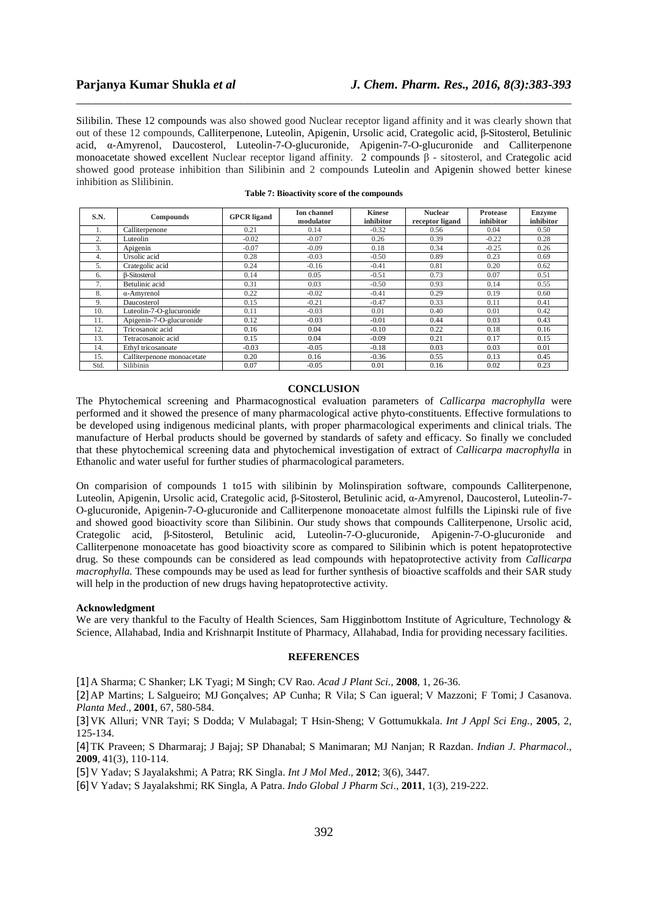Silibilin. These 12 compounds was also showed good Nuclear receptor ligand affinity and it was clearly shown that out of these 12 compounds, Calliterpenone, Luteolin, Apigenin, Ursolic acid, Crategolic acid, β-Sitosterol, Betulinic acid, α-Amyrenol, Daucosterol, Luteolin-7-O-glucuronide, Apigenin-7-O-glucuronide and Calliterpenone monoacetate showed excellent Nuclear receptor ligand affinity. 2 compounds β - sitosterol, and Crategolic acid showed good protease inhibition than Silibinin and 2 compounds Luteolin and Apigenin showed better kinese inhibition as Slilibinin.

**Table 7: Bioactivity score of the compounds**

| S.N. | Compounds | GPCR ligand | Ion channel modulator | Kinese inhibitor | Nuclear receptor ligand | Protease inhibitor | Enzyme inhibitor |
|---|---|---|---|---|---|---|---|
| 1. | Calliterpenone | 0.21 | 0.14 | -0.32 | 0.56 | 0.04 | 0.50 |
| 2. | Luteolin | -0.02 | -0.07 | 0.26 | 0.39 | -0.22 | 0.28 |
| 3. | Apigenin | -0.07 | -0.09 | 0.18 | 0.34 | -0.25 | 0.26 |
| 4. | Ursolic acid | 0.28 | -0.03 | -0.50 | 0.89 | 0.23 | 0.69 |
| 5. | Crategolic acid | 0.24 | -0.16 | -0.41 | 0.81 | 0.20 | 0.62 |
| 6. | β-Sitosterol | 0.14 | 0.05 | -0.51 | 0.73 | 0.07 | 0.51 |
| 7. | Betulinic acid | 0.31 | 0.03 | -0.50 | 0.93 | 0.14 | 0.55 |
| 8. | α-Amyrenol | 0.22 | -0.02 | -0.41 | 0.29 | 0.19 | 0.60 |
| 9. | Daucosterol | 0.15 | -0.21 | -0.47 | 0.33 | 0.11 | 0.41 |
| 10. | Luteolin-7-O-glucuronide | 0.11 | -0.03 | 0.01 | 0.40 | 0.01 | 0.42 |
| 11. | Apigenin-7-O-glucuronide | 0.12 | -0.03 | -0.01 | 0.44 | 0.03 | 0.43 |
| 12. | Tricosanoic acid | 0.16 | 0.04 | -0.10 | 0.22 | 0.18 | 0.16 |
| 13. | Tetracosanoic acid | 0.15 | 0.04 | -0.09 | 0.21 | 0.17 | 0.15 |
| 14. | Ethyl tricosanoate | -0.03 | -0.05 | -0.18 | 0.03 | 0.03 | 0.01 |
| 15. | Calliterpenone monoacetate | 0.20 | 0.16 | -0.36 | 0.55 | 0.13 | 0.45 |
| Std. | Silibinin | 0.07 | -0.05 | 0.01 | 0.16 | 0.02 | 0.23 |

## CONCLUSION

The Phytochemical screening and Pharmacognostical evaluation parameters of *Callicarpa macrophylla* were performed and it showed the presence of many pharmacological active phyto-constituents. Effective formulations to be developed using indigenous medicinal plants, with proper pharmacological experiments and clinical trials. The manufacture of Herbal products should be governed by standards of safety and efficacy. So finally we concluded that these phytochemical screening data and phytochemical investigation of extract of *Callicarpa macrophylla* in Ethanolic and water useful for further studies of pharmacological parameters.

On comparision of compounds 1 to15 with silibinin by Molinspiration software, compounds Calliterpenone, Luteolin, Apigenin, Ursolic acid, Crategolic acid, β-Sitosterol, Betulinic acid, α-Amyrenol, Daucosterol, Luteolin-7-O-glucuronide, Apigenin-7-O-glucuronide and Calliterpenone monoacetate almost fulfills the Lipinski rule of five and showed good bioactivity score than Silibinin. Our study shows that compounds Calliterpenone, Ursolic acid, Crategolic acid, β-Sitosterol, Betulinic acid, Luteolin-7-O-glucuronide, Apigenin-7-O-glucuronide and Calliterpenone monoacetate has good bioactivity score as compared to Silibinin which is potent hepatoprotective drug. So these compounds can be considered as lead compounds with hepatoprotective activity from *Callicarpa macrophylla.* These compounds may be used as lead for further synthesis of bioactive scaffolds and their SAR study will help in the production of new drugs having hepatoprotective activity.

### Acknowledgment

We are very thankful to the Faculty of Health Sciences, Sam Higginbottom Institute of Agriculture, Technology & Science, Allahabad, India and Krishnarpit Institute of Pharmacy, Allahabad, India for providing necessary facilities.

## REFERENCES

[1] A Sharma; C Shanker; LK Tyagi; M Singh; CV Rao. *Acad J Plant Sci.,* **2008**, 1, 26-36.

[2] AP Martins; L Salgueiro; MJ Gonçalves; AP Cunha; R Vila; S Can igueral; V Mazzoni; F Tomi; J Casanova. *Planta Med*., **2001**, 67, 580-584.

[3] VK Alluri; VNR Tayi; S Dodda; V Mulabagal; T Hsin-Sheng; V Gottumukkala. *Int J Appl Sci Eng.,* **2005**, 2, 125-134.

[4] TK Praveen; S Dharmaraj; J Bajaj; SP Dhanabal; S Manimaran; MJ Nanjan; R Razdan. *Indian J. Pharmacol*., **2009**, 41(3), 110-114.

[5] V Yadav; S Jayalakshmi; A Patra; RK Singla. *Int J Mol Med*., **2012**; 3(6), 3447.

[6] V Yadav; S Jayalakshmi; RK Singla, A Patra. *Indo Global J Pharm Sci*., **2011**, 1(3), 219-222.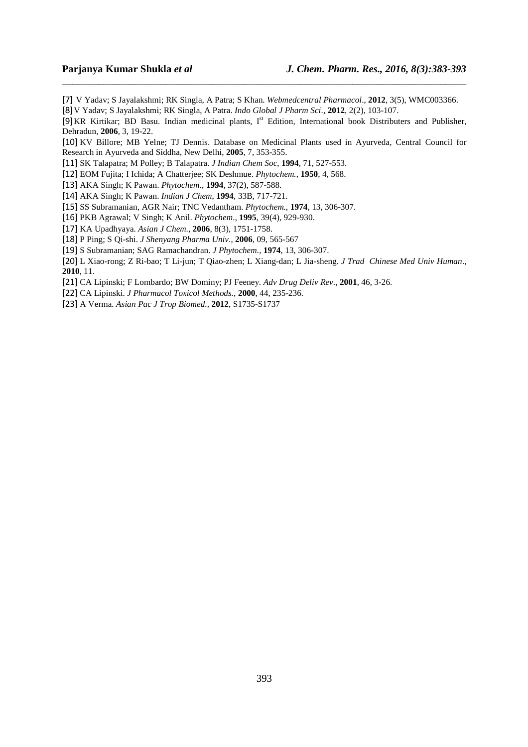[7] V Yadav; S Jayalakshmi; RK Singla, A Patra; S Khan. *Webmedcentral Pharmacol*., **2012**, 3(5), WMC003366.

[8] V Yadav; S Jayalakshmi; RK Singla, A Patra. *Indo Global J Pharm Sci*., **2012**, 2(2), 103-107.

[9] KR Kirtikar; BD Basu. Indian medicinal plants, I[st] Edition, International book Distributers and Publisher, Dehradun, **2006**, 3, 19-22.

[10] KV Billore; MB Yelne; TJ Dennis. Database on Medicinal Plants used in Ayurveda, Central Council for Research in Ayurveda and Siddha, New Delhi, **2005**, 7, 353-355.

[11] SK Talapatra; M Polley; B Talapatra. *J Indian Chem Soc*, **1994**, 71, 527-553.

[12] EOM Fujita; I Ichida; A Chatterjee; SK Deshmue. *Phytochem.*, **1950**, 4, 568.

[13] AKA Singh; K Pawan. *Phytochem*., **1994**, 37(2), 587-588.

[14] AKA Singh; K Pawan. *Indian J Chem*, **1994**, 33B, 717-721.

[15] SS Subramanian, AGR Nair; TNC Vedantham. *Phytochem.*, **1974**, 13, 306-307.

[16] PKB Agrawal; V Singh; K Anil. *Phytochem*., **1995**, 39(4), 929-930.

[17] KA Upadhyaya. *Asian J Chem*., **2006**, 8(3), 1751-1758.

[18] P Ping; S Qi-shi. *J Shenyang Pharma Univ*., **2006**, 09, 565-567

[19] S Subramanian; SAG Ramachandran. *J Phytochem.,* **1974**, 13, 306-307.

[20] L Xiao-rong; Z Ri-bao; T Li-jun; T Qiao-zhen; L Xiang-dan; L Jia-sheng. *J Trad Chinese Med Univ Human*., **2010**, 11.

[21] CA Lipinski; F Lombardo; BW Dominy; PJ Feeney. *Adv Drug Deliv Rev*., **2001**, 46, 3-26.

[22] CA Lipinski. *J Pharmacol Toxicol Methods.,* **2000**, 44, 235-236.

[23] A Verma. *Asian Pac J Trop Biomed.*, **2012**, S1735-S1737